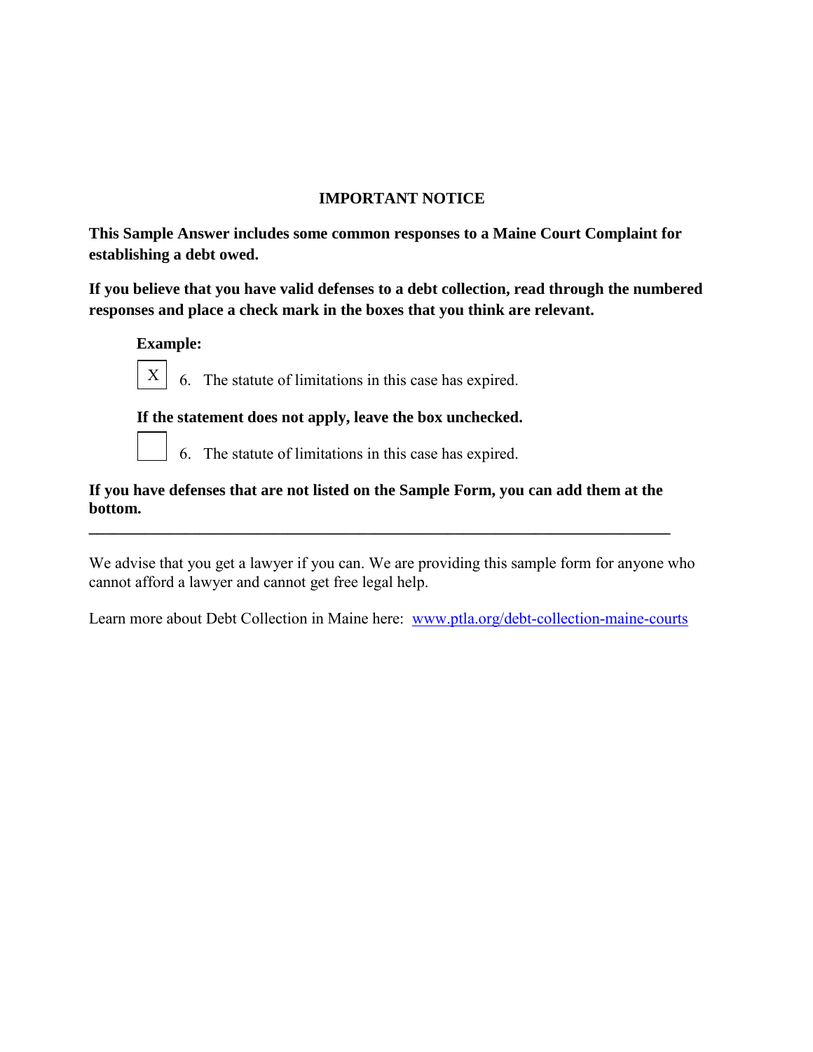## IMPORTANT NOTICE

**This Sample Answer includes some common responses to a Maine Court Complaint for establishing a debt owed.**

**If you believe that you have valid defenses to a debt collection, read through the numbered responses and place a check mark in the boxes that you think are relevant.**

**Example:**

[X] 6. The statute of limitations in this case has expired.

**If the statement does not apply, leave the box unchecked.**

[ ] 6. The statute of limitations in this case has expired.

**If you have defenses that are not listed on the Sample Form, you can add them at the bottom.**

---

We advise that you get a lawyer if you can. We are providing this sample form for anyone who cannot afford a lawyer and cannot get free legal help.

Learn more about Debt Collection in Maine here: [www.ptla.org/debt-collection-maine-courts](http://www.ptla.org/debt-collection-maine-courts)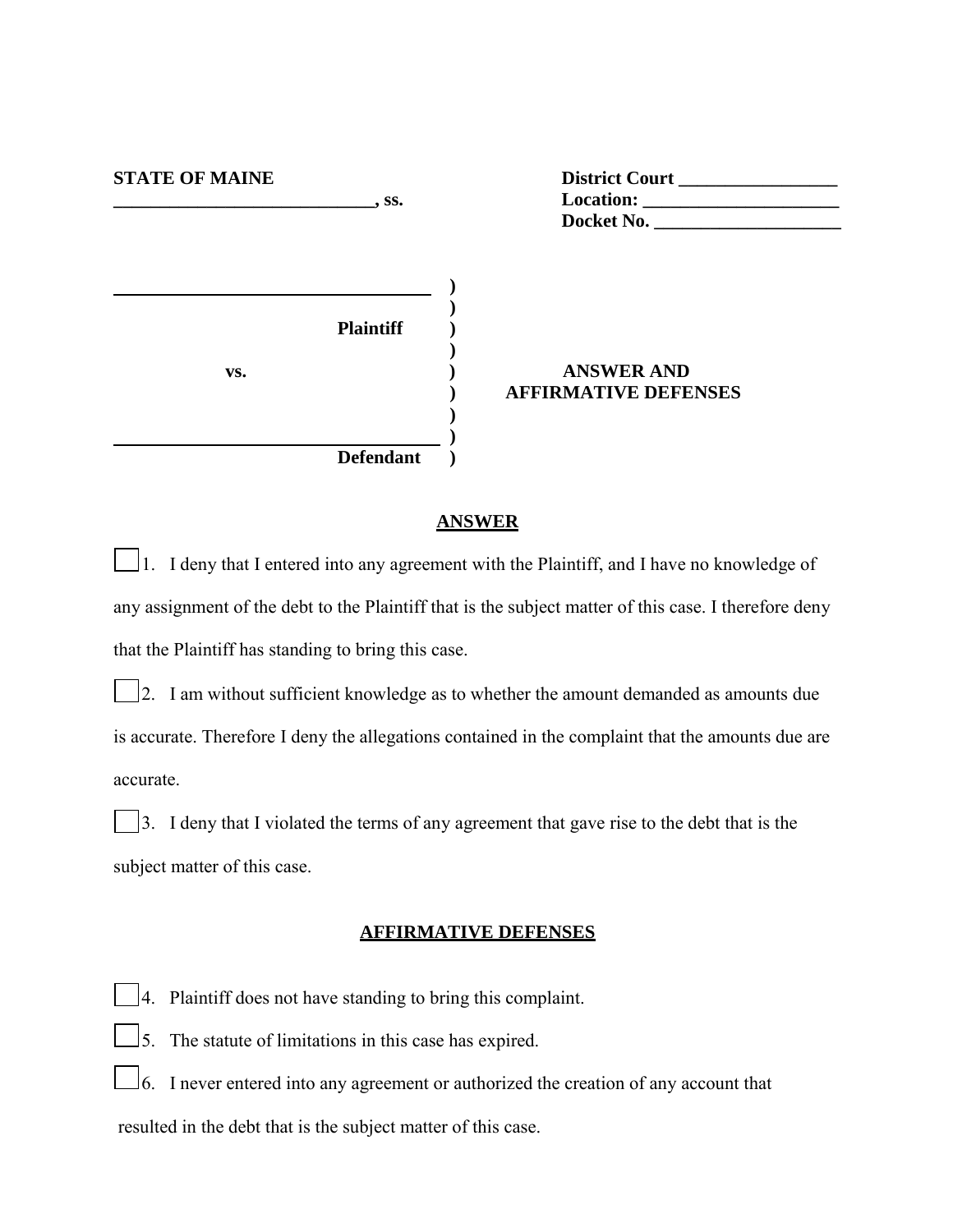**STATE OF MAINE**
**____________________________, ss.**

**District Court _________________**
**Location: _____________________**
**Docket No. ____________________**

| | |
|---|---|
| ______________________________________ ) | |
| ) | |
| **Plaintiff** ) | |
| ) | |
| **vs.** ) | **ANSWER AND** |
| ) | **AFFIRMATIVE DEFENSES** |
| ) | |
| ______________________________________ ) | |
| **Defendant** ) | |

## ANSWER

☐ 1. I deny that I entered into any agreement with the Plaintiff, and I have no knowledge of any assignment of the debt to the Plaintiff that is the subject matter of this case. I therefore deny that the Plaintiff has standing to bring this case.

☐ 2. I am without sufficient knowledge as to whether the amount demanded as amounts due is accurate. Therefore I deny the allegations contained in the complaint that the amounts due are accurate.

☐ 3. I deny that I violated the terms of any agreement that gave rise to the debt that is the subject matter of this case.

## AFFIRMATIVE DEFENSES

☐ 4. Plaintiff does not have standing to bring this complaint.

☐ 5. The statute of limitations in this case has expired.

☐ 6. I never entered into any agreement or authorized the creation of any account that resulted in the debt that is the subject matter of this case.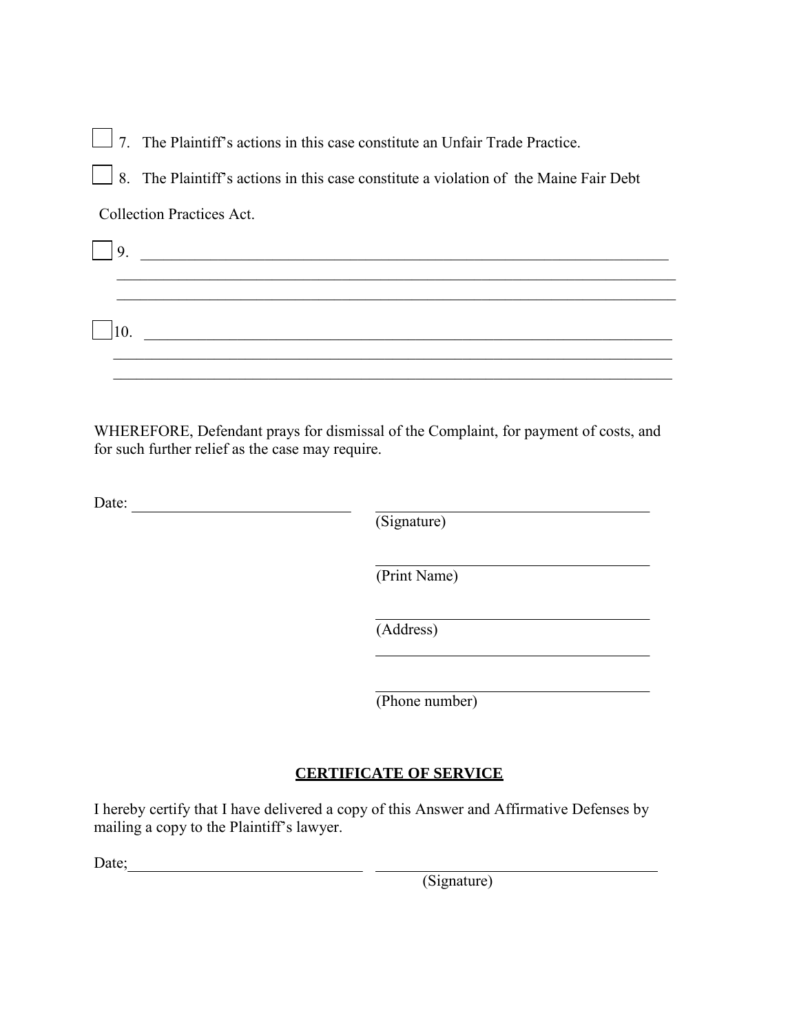☐ 7. The Plaintiff's actions in this case constitute an Unfair Trade Practice.

☐ 8. The Plaintiff's actions in this case constitute a violation of the Maine Fair Debt Collection Practices Act.

☐ 9. ______________________________________________________________________
______________________________________________________________________
______________________________________________________________________

☐ 10. ______________________________________________________________________
______________________________________________________________________
______________________________________________________________________

WHEREFORE, Defendant prays for dismissal of the Complaint, for payment of costs, and for such further relief as the case may require.

Date: ____________________________ ____________________________________
(Signature)

____________________________________
(Print Name)

____________________________________
(Address)
____________________________________

____________________________________
(Phone number)

**CERTIFICATE OF SERVICE**

I hereby certify that I have delivered a copy of this Answer and Affirmative Defenses by mailing a copy to the Plaintiff's lawyer.

Date;______________________________ ______________________________________
(Signature)